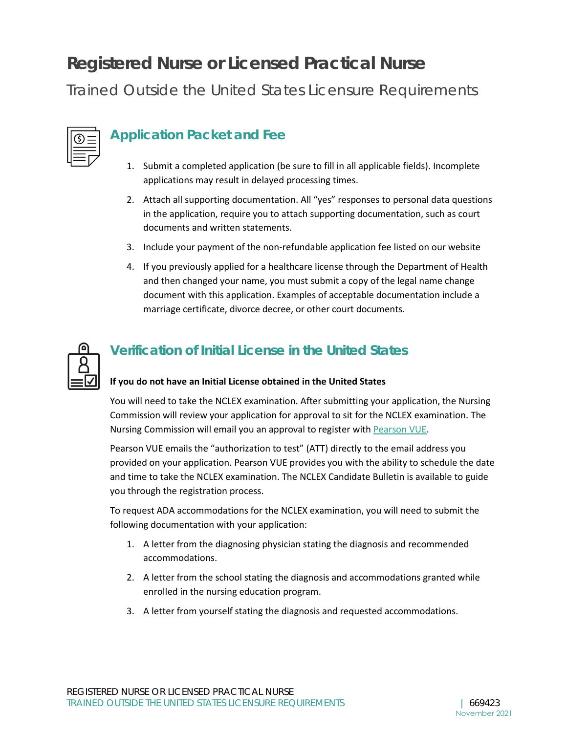# Registered Nurse or Licensed Practical Nurse

Trained Outside the United States Licensure Requirements

## Application Packet and Fee

1. Submit a completed application (be sure to fill in all applicable fields). Incomplete applications may result in delayed processing times.
2. Attach all supporting documentation. All "yes" responses to personal data questions in the application, require you to attach supporting documentation, such as court documents and written statements.
3. Include your payment of the non-refundable application fee listed on our website
4. If you previously applied for a healthcare license through the Department of Health and then changed your name, you must submit a copy of the legal name change document with this application. Examples of acceptable documentation include a marriage certificate, divorce decree, or other court documents.

## Verification of Initial License in the United States

**If you do not have an Initial License obtained in the United States**

You will need to take the NCLEX examination. After submitting your application, the Nursing Commission will review your application for approval to sit for the NCLEX examination. The Nursing Commission will email you an approval to register with Pearson VUE.

Pearson VUE emails the "authorization to test" (ATT) directly to the email address you provided on your application. Pearson VUE provides you with the ability to schedule the date and time to take the NCLEX examination. The NCLEX Candidate Bulletin is available to guide you through the registration process.

To request ADA accommodations for the NCLEX examination, you will need to submit the following documentation with your application:

1. A letter from the diagnosing physician stating the diagnosis and recommended accommodations.
2. A letter from the school stating the diagnosis and accommodations granted while enrolled in the nursing education program.
3. A letter from yourself stating the diagnosis and requested accommodations.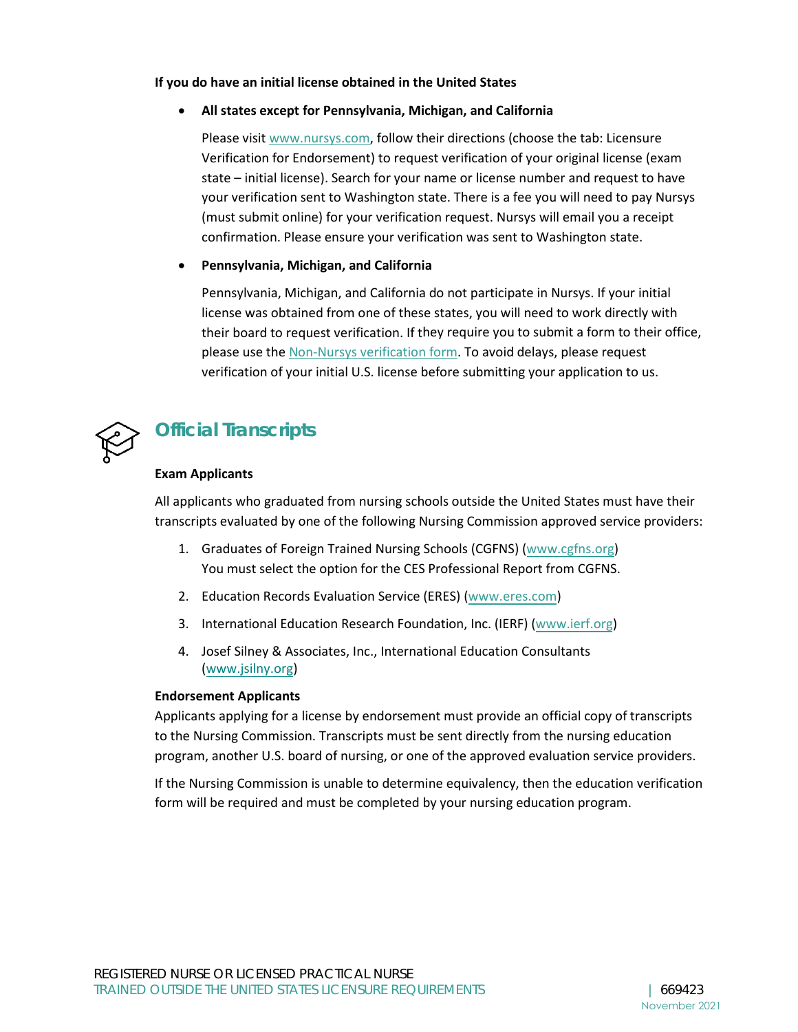**If you do have an initial license obtained in the United States**

- **All states except for Pennsylvania, Michigan, and California**

  Please visit www.nursys.com, follow their directions (choose the tab: Licensure Verification for Endorsement) to request verification of your original license (exam state – initial license). Search for your name or license number and request to have your verification sent to Washington state. There is a fee you will need to pay Nursys (must submit online) for your verification request. Nursys will email you a receipt confirmation. Please ensure your verification was sent to Washington state.

- **Pennsylvania, Michigan, and California**

  Pennsylvania, Michigan, and California do not participate in Nursys. If your initial license was obtained from one of these states, you will need to work directly with their board to request verification. If they require you to submit a form to their office, please use the Non-Nursys verification form. To avoid delays, please request verification of your initial U.S. license before submitting your application to us.

## Official Transcripts

**Exam Applicants**

All applicants who graduated from nursing schools outside the United States must have their transcripts evaluated by one of the following Nursing Commission approved service providers:

1. Graduates of Foreign Trained Nursing Schools (CGFNS) (www.cgfns.org)
   You must select the option for the CES Professional Report from CGFNS.
2. Education Records Evaluation Service (ERES) (www.eres.com)
3. International Education Research Foundation, Inc. (IERF) (www.ierf.org)
4. Josef Silney & Associates, Inc., International Education Consultants (www.jsilny.org)

**Endorsement Applicants**

Applicants applying for a license by endorsement must provide an official copy of transcripts to the Nursing Commission. Transcripts must be sent directly from the nursing education program, another U.S. board of nursing, or one of the approved evaluation service providers.

If the Nursing Commission is unable to determine equivalency, then the education verification form will be required and must be completed by your nursing education program.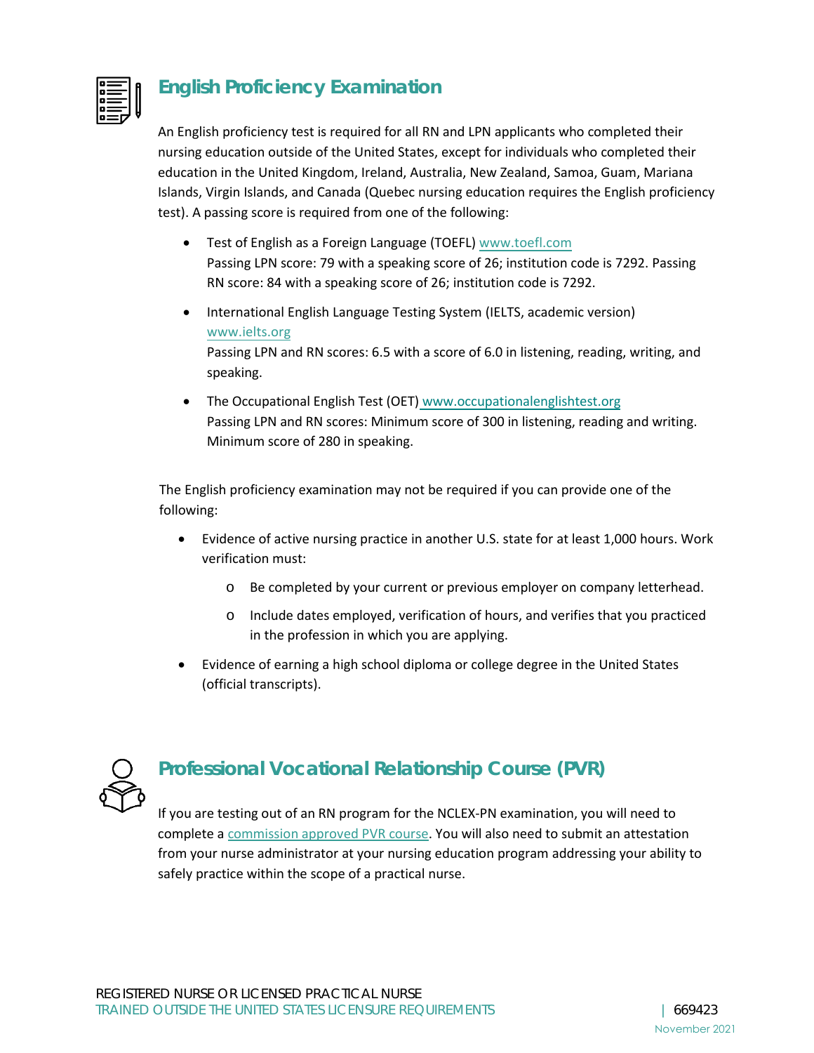## English Proficiency Examination

An English proficiency test is required for all RN and LPN applicants who completed their nursing education outside of the United States, except for individuals who completed their education in the United Kingdom, Ireland, Australia, New Zealand, Samoa, Guam, Mariana Islands, Virgin Islands, and Canada (Quebec nursing education requires the English proficiency test). A passing score is required from one of the following:

- Test of English as a Foreign Language (TOEFL) www.toefl.com
  Passing LPN score: 79 with a speaking score of 26; institution code is 7292. Passing RN score: 84 with a speaking score of 26; institution code is 7292.
- International English Language Testing System (IELTS, academic version) www.ielts.org
  Passing LPN and RN scores: 6.5 with a score of 6.0 in listening, reading, writing, and speaking.
- The Occupational English Test (OET) www.occupationalenglishtest.org
  Passing LPN and RN scores: Minimum score of 300 in listening, reading and writing. Minimum score of 280 in speaking.

The English proficiency examination may not be required if you can provide one of the following:

- Evidence of active nursing practice in another U.S. state for at least 1,000 hours. Work verification must:
  - Be completed by your current or previous employer on company letterhead.
  - Include dates employed, verification of hours, and verifies that you practiced in the profession in which you are applying.
- Evidence of earning a high school diploma or college degree in the United States (official transcripts).

## Professional Vocational Relationship Course (PVR)

If you are testing out of an RN program for the NCLEX-PN examination, you will need to complete a commission approved PVR course. You will also need to submit an attestation from your nurse administrator at your nursing education program addressing your ability to safely practice within the scope of a practical nurse.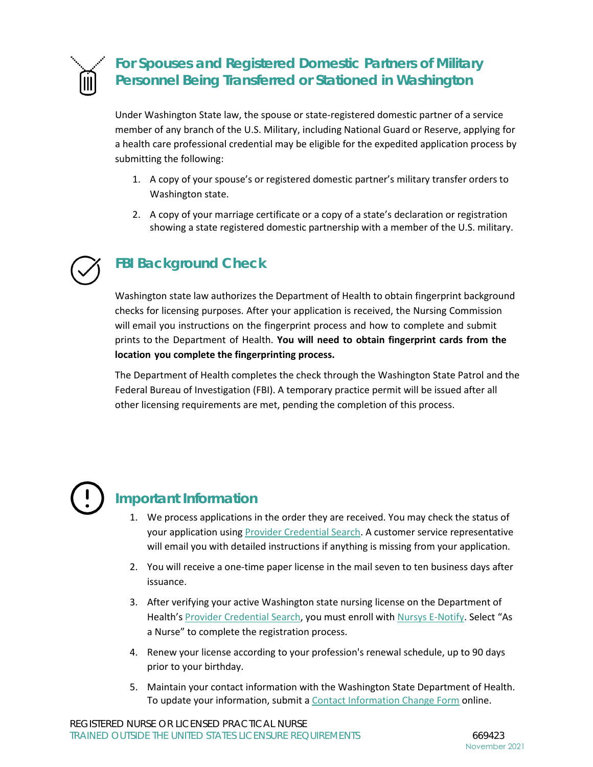## For Spouses and Registered Domestic Partners of Military Personnel Being Transferred or Stationed in Washington

Under Washington State law, the spouse or state-registered domestic partner of a service member of any branch of the U.S. Military, including National Guard or Reserve, applying for a health care professional credential may be eligible for the expedited application process by submitting the following:

1. A copy of your spouse's or registered domestic partner's military transfer orders to Washington state.
2. A copy of your marriage certificate or a copy of a state's declaration or registration showing a state registered domestic partnership with a member of the U.S. military.

## FBI Background Check

Washington state law authorizes the Department of Health to obtain fingerprint background checks for licensing purposes. After your application is received, the Nursing Commission will email you instructions on the fingerprint process and how to complete and submit prints to the Department of Health. **You will need to obtain fingerprint cards from the location you complete the fingerprinting process.**

The Department of Health completes the check through the Washington State Patrol and the Federal Bureau of Investigation (FBI). A temporary practice permit will be issued after all other licensing requirements are met, pending the completion of this process.

## Important Information

1. We process applications in the order they are received. You may check the status of your application using Provider Credential Search. A customer service representative will email you with detailed instructions if anything is missing from your application.
2. You will receive a one-time paper license in the mail seven to ten business days after issuance.
3. After verifying your active Washington state nursing license on the Department of Health's Provider Credential Search, you must enroll with Nursys E-Notify. Select "As a Nurse" to complete the registration process.
4. Renew your license according to your profession's renewal schedule, up to 90 days prior to your birthday.
5. Maintain your contact information with the Washington State Department of Health. To update your information, submit a Contact Information Change Form online.